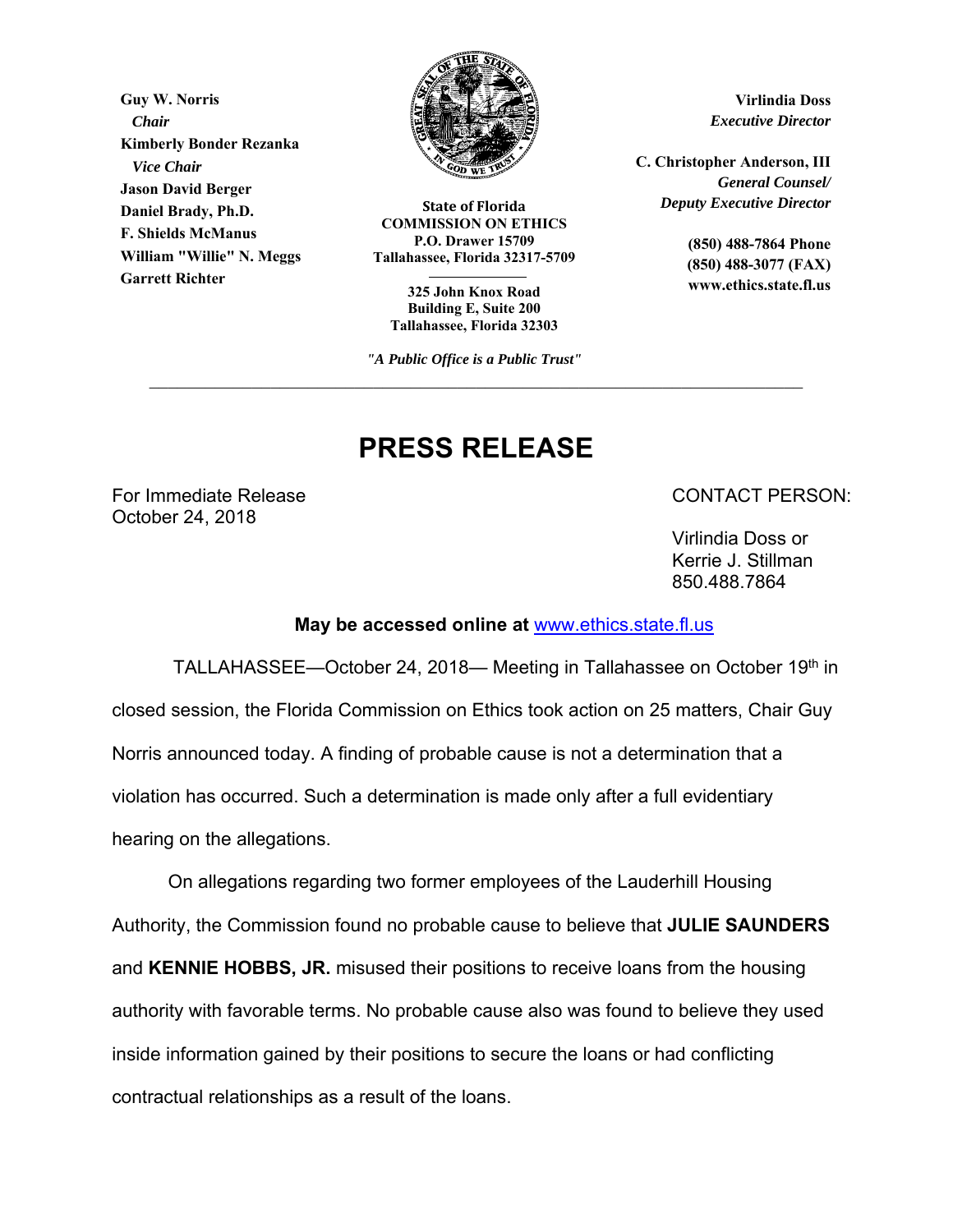Guy W. Norris
*Chair*
Kimberly Bonder Rezanka
*Vice Chair*
Jason David Berger
Daniel Brady, Ph.D.
F. Shields McManus
William "Willie" N. Meggs
Garrett Richter

**State of Florida**
**COMMISSION ON ETHICS**
**P.O. Drawer 15709**
**Tallahassee, Florida 32317-5709**

**325 John Knox Road**
**Building E, Suite 200**
**Tallahassee, Florida 32303**

*"A Public Office is a Public Trust"*

**Virlindia Doss**
***Executive Director***

**C. Christopher Anderson, III**
***General Counsel/ Deputy Executive Director***

**(850) 488-7864 Phone**
**(850) 488-3077 (FAX)**
**www.ethics.state.fl.us**

# PRESS RELEASE

For Immediate Release
October 24, 2018

CONTACT PERSON:

Virlindia Doss or
Kerrie J. Stillman
850.488.7864

**May be accessed online at** www.ethics.state.fl.us

TALLAHASSEE—October 24, 2018— Meeting in Tallahassee on October 19th in closed session, the Florida Commission on Ethics took action on 25 matters, Chair Guy Norris announced today. A finding of probable cause is not a determination that a violation has occurred. Such a determination is made only after a full evidentiary hearing on the allegations.

On allegations regarding two former employees of the Lauderhill Housing Authority, the Commission found no probable cause to believe that **JULIE SAUNDERS** and **KENNIE HOBBS, JR.** misused their positions to receive loans from the housing authority with favorable terms. No probable cause also was found to believe they used inside information gained by their positions to secure the loans or had conflicting contractual relationships as a result of the loans.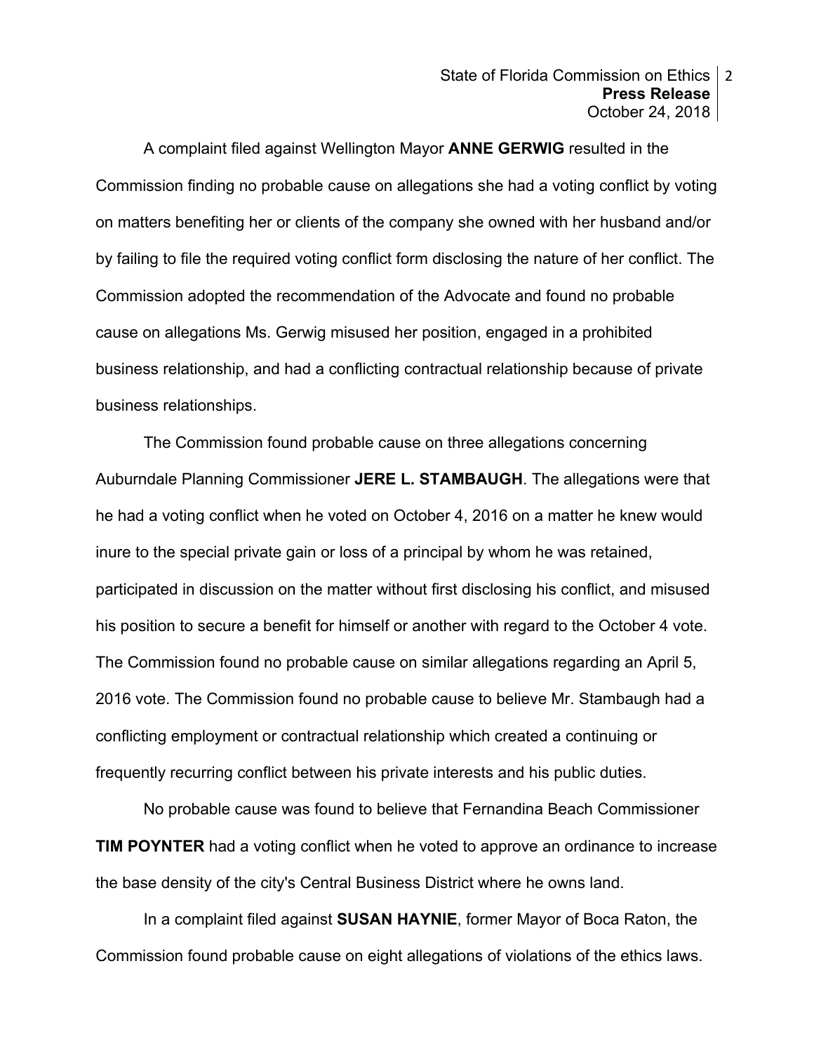A complaint filed against Wellington Mayor **ANNE GERWIG** resulted in the Commission finding no probable cause on allegations she had a voting conflict by voting on matters benefiting her or clients of the company she owned with her husband and/or by failing to file the required voting conflict form disclosing the nature of her conflict. The Commission adopted the recommendation of the Advocate and found no probable cause on allegations Ms. Gerwig misused her position, engaged in a prohibited business relationship, and had a conflicting contractual relationship because of private business relationships.

The Commission found probable cause on three allegations concerning Auburndale Planning Commissioner **JERE L. STAMBAUGH**. The allegations were that he had a voting conflict when he voted on October 4, 2016 on a matter he knew would inure to the special private gain or loss of a principal by whom he was retained, participated in discussion on the matter without first disclosing his conflict, and misused his position to secure a benefit for himself or another with regard to the October 4 vote. The Commission found no probable cause on similar allegations regarding an April 5, 2016 vote. The Commission found no probable cause to believe Mr. Stambaugh had a conflicting employment or contractual relationship which created a continuing or frequently recurring conflict between his private interests and his public duties.

No probable cause was found to believe that Fernandina Beach Commissioner **TIM POYNTER** had a voting conflict when he voted to approve an ordinance to increase the base density of the city's Central Business District where he owns land.

In a complaint filed against **SUSAN HAYNIE**, former Mayor of Boca Raton, the Commission found probable cause on eight allegations of violations of the ethics laws.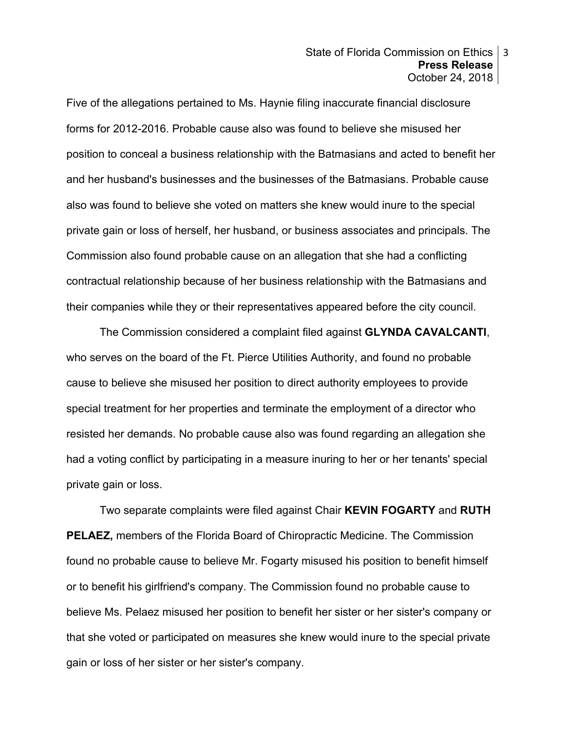Five of the allegations pertained to Ms. Haynie filing inaccurate financial disclosure forms for 2012-2016. Probable cause also was found to believe she misused her position to conceal a business relationship with the Batmasians and acted to benefit her and her husband's businesses and the businesses of the Batmasians. Probable cause also was found to believe she voted on matters she knew would inure to the special private gain or loss of herself, her husband, or business associates and principals. The Commission also found probable cause on an allegation that she had a conflicting contractual relationship because of her business relationship with the Batmasians and their companies while they or their representatives appeared before the city council.

The Commission considered a complaint filed against **GLYNDA CAVALCANTI**, who serves on the board of the Ft. Pierce Utilities Authority, and found no probable cause to believe she misused her position to direct authority employees to provide special treatment for her properties and terminate the employment of a director who resisted her demands. No probable cause also was found regarding an allegation she had a voting conflict by participating in a measure inuring to her or her tenants' special private gain or loss.

Two separate complaints were filed against Chair **KEVIN FOGARTY** and **RUTH PELAEZ,** members of the Florida Board of Chiropractic Medicine. The Commission found no probable cause to believe Mr. Fogarty misused his position to benefit himself or to benefit his girlfriend's company. The Commission found no probable cause to believe Ms. Pelaez misused her position to benefit her sister or her sister's company or that she voted or participated on measures she knew would inure to the special private gain or loss of her sister or her sister's company.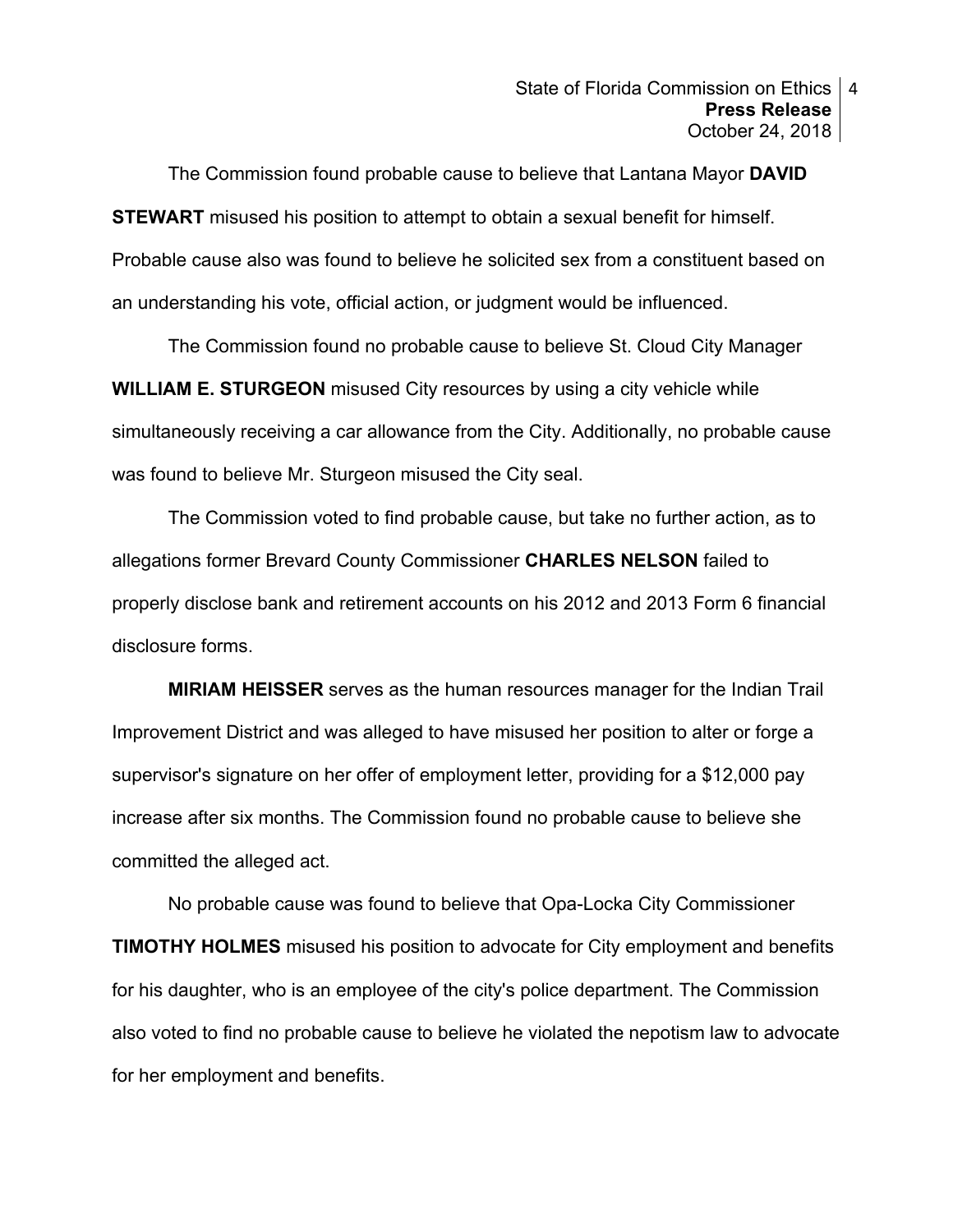The Commission found probable cause to believe that Lantana Mayor **DAVID STEWART** misused his position to attempt to obtain a sexual benefit for himself. Probable cause also was found to believe he solicited sex from a constituent based on an understanding his vote, official action, or judgment would be influenced.

The Commission found no probable cause to believe St. Cloud City Manager **WILLIAM E. STURGEON** misused City resources by using a city vehicle while simultaneously receiving a car allowance from the City. Additionally, no probable cause was found to believe Mr. Sturgeon misused the City seal.

The Commission voted to find probable cause, but take no further action, as to allegations former Brevard County Commissioner **CHARLES NELSON** failed to properly disclose bank and retirement accounts on his 2012 and 2013 Form 6 financial disclosure forms.

**MIRIAM HEISSER** serves as the human resources manager for the Indian Trail Improvement District and was alleged to have misused her position to alter or forge a supervisor's signature on her offer of employment letter, providing for a $12,000 pay increase after six months. The Commission found no probable cause to believe she committed the alleged act.

No probable cause was found to believe that Opa-Locka City Commissioner **TIMOTHY HOLMES** misused his position to advocate for City employment and benefits for his daughter, who is an employee of the city's police department. The Commission also voted to find no probable cause to believe he violated the nepotism law to advocate for her employment and benefits.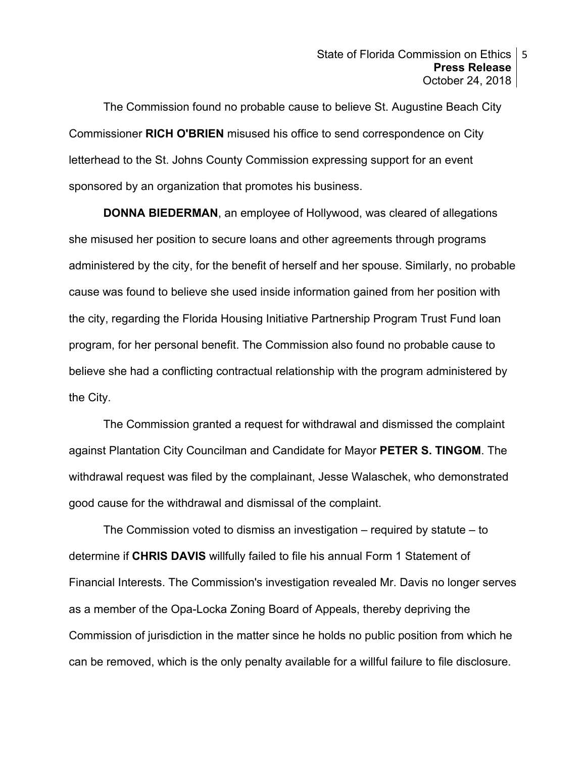The Commission found no probable cause to believe St. Augustine Beach City Commissioner **RICH O'BRIEN** misused his office to send correspondence on City letterhead to the St. Johns County Commission expressing support for an event sponsored by an organization that promotes his business.

**DONNA BIEDERMAN**, an employee of Hollywood, was cleared of allegations she misused her position to secure loans and other agreements through programs administered by the city, for the benefit of herself and her spouse. Similarly, no probable cause was found to believe she used inside information gained from her position with the city, regarding the Florida Housing Initiative Partnership Program Trust Fund loan program, for her personal benefit. The Commission also found no probable cause to believe she had a conflicting contractual relationship with the program administered by the City.

The Commission granted a request for withdrawal and dismissed the complaint against Plantation City Councilman and Candidate for Mayor **PETER S. TINGOM**. The withdrawal request was filed by the complainant, Jesse Walaschek, who demonstrated good cause for the withdrawal and dismissal of the complaint.

The Commission voted to dismiss an investigation – required by statute – to determine if **CHRIS DAVIS** willfully failed to file his annual Form 1 Statement of Financial Interests. The Commission's investigation revealed Mr. Davis no longer serves as a member of the Opa-Locka Zoning Board of Appeals, thereby depriving the Commission of jurisdiction in the matter since he holds no public position from which he can be removed, which is the only penalty available for a willful failure to file disclosure.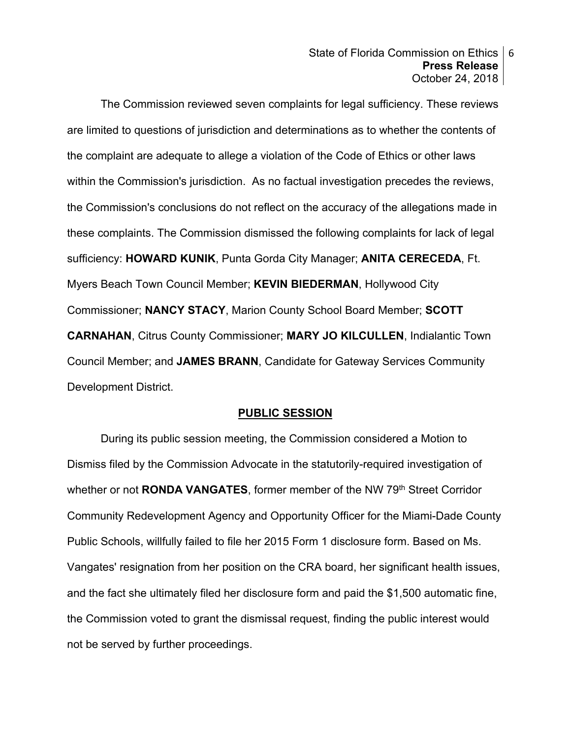The Commission reviewed seven complaints for legal sufficiency. These reviews are limited to questions of jurisdiction and determinations as to whether the contents of the complaint are adequate to allege a violation of the Code of Ethics or other laws within the Commission's jurisdiction. As no factual investigation precedes the reviews, the Commission's conclusions do not reflect on the accuracy of the allegations made in these complaints. The Commission dismissed the following complaints for lack of legal sufficiency: **HOWARD KUNIK**, Punta Gorda City Manager; **ANITA CERECEDA**, Ft. Myers Beach Town Council Member; **KEVIN BIEDERMAN**, Hollywood City Commissioner; **NANCY STACY**, Marion County School Board Member; **SCOTT CARNAHAN**, Citrus County Commissioner; **MARY JO KILCULLEN**, Indialantic Town Council Member; and **JAMES BRANN**, Candidate for Gateway Services Community Development District.

## PUBLIC SESSION

During its public session meeting, the Commission considered a Motion to Dismiss filed by the Commission Advocate in the statutorily-required investigation of whether or not **RONDA VANGATES**, former member of the NW 79th Street Corridor Community Redevelopment Agency and Opportunity Officer for the Miami-Dade County Public Schools, willfully failed to file her 2015 Form 1 disclosure form. Based on Ms. Vangates' resignation from her position on the CRA board, her significant health issues, and the fact she ultimately filed her disclosure form and paid the $1,500 automatic fine, the Commission voted to grant the dismissal request, finding the public interest would not be served by further proceedings.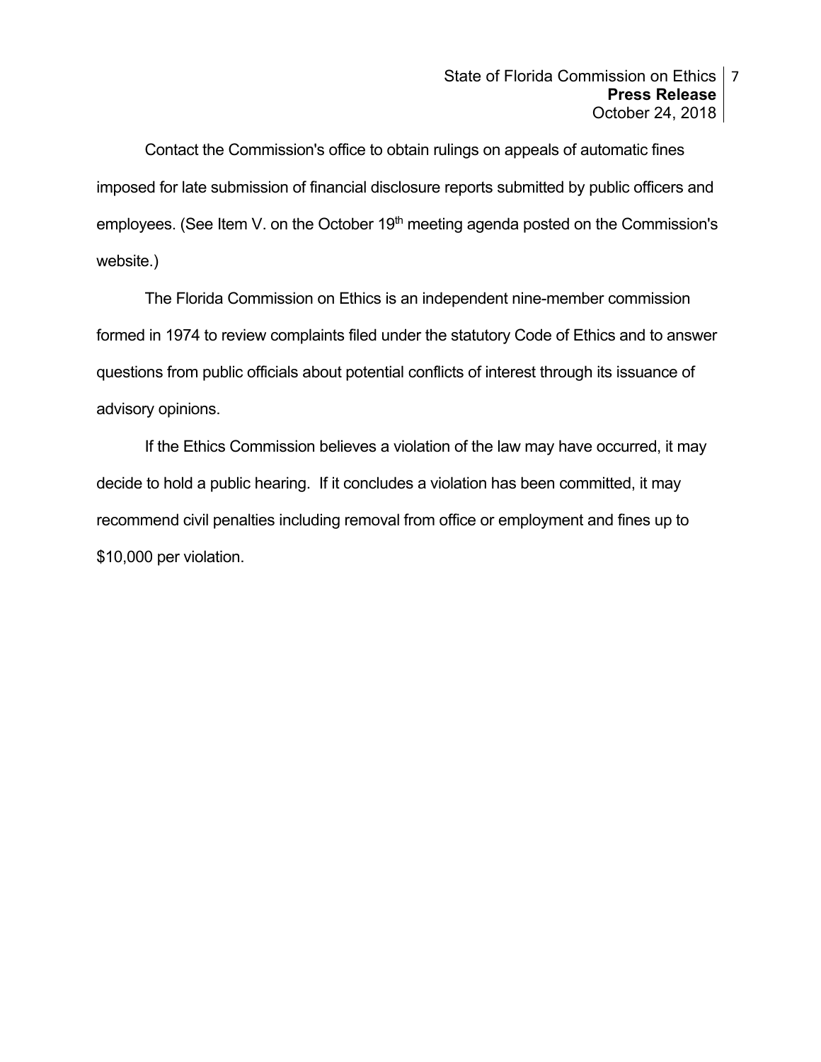Contact the Commission's office to obtain rulings on appeals of automatic fines imposed for late submission of financial disclosure reports submitted by public officers and employees. (See Item V. on the October 19th meeting agenda posted on the Commission's website.)

The Florida Commission on Ethics is an independent nine-member commission formed in 1974 to review complaints filed under the statutory Code of Ethics and to answer questions from public officials about potential conflicts of interest through its issuance of advisory opinions.

If the Ethics Commission believes a violation of the law may have occurred, it may decide to hold a public hearing. If it concludes a violation has been committed, it may recommend civil penalties including removal from office or employment and fines up to $10,000 per violation.